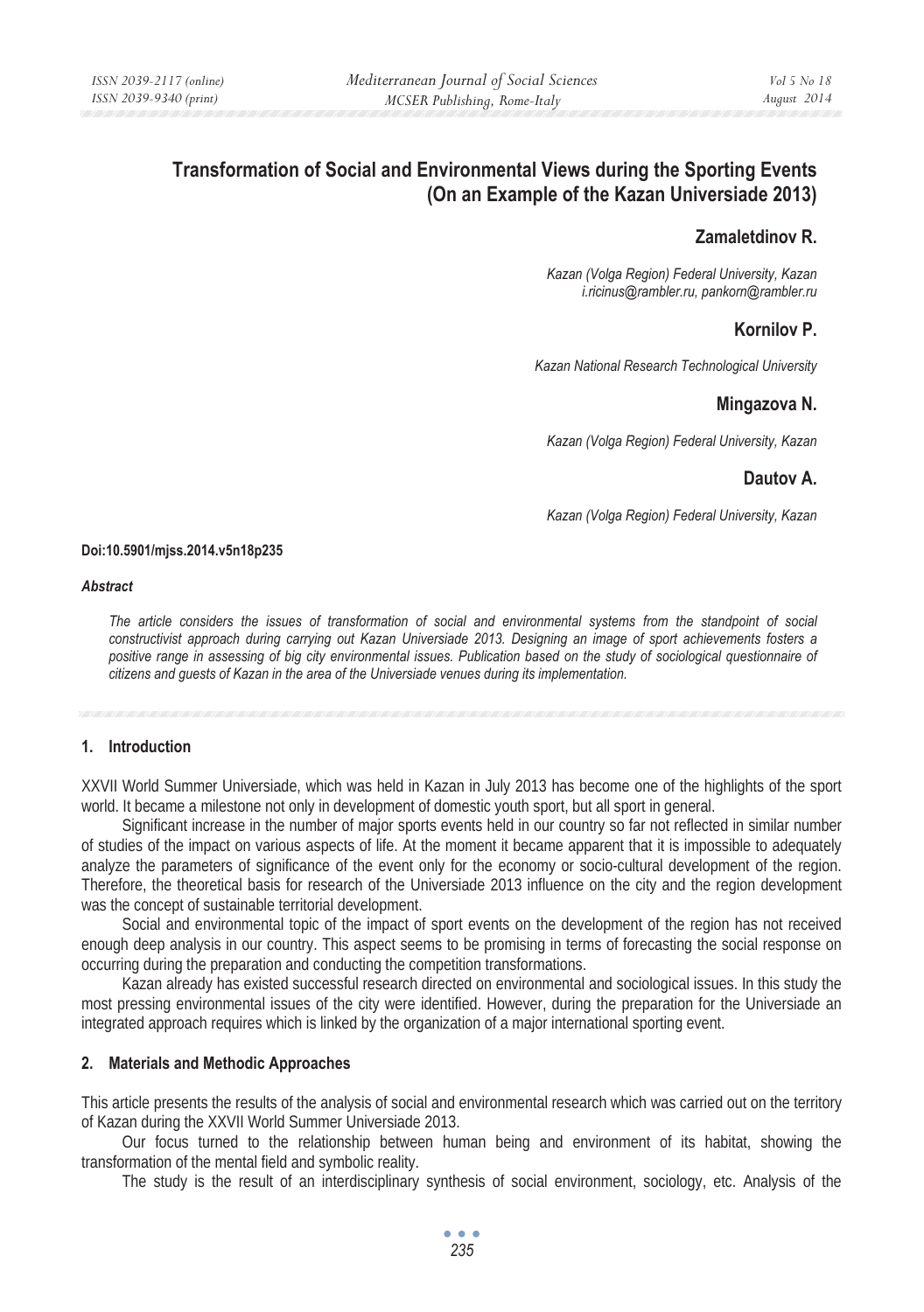# Transformation of Social and Environmental Views during the Sporting Events (On an Example of the Kazan Universiade 2013)

**Zamaletdinov R.**

*Kazan (Volga Region) Federal University, Kazan*
*i.ricinus@rambler.ru, pankorn@rambler.ru*

**Kornilov P.**

*Kazan National Research Technological University*

**Mingazova N.**

*Kazan (Volga Region) Federal University, Kazan*

**Dautov A.**

*Kazan (Volga Region) Federal University, Kazan*

**Doi:10.5901/mjss.2014.v5n18p235**

***Abstract***

*The article considers the issues of transformation of social and environmental systems from the standpoint of social constructivist approach during carrying out Kazan Universiade 2013. Designing an image of sport achievements fosters a positive range in assessing of big city environmental issues. Publication based on the study of sociological questionnaire of citizens and guests of Kazan in the area of the Universiade venues during its implementation.*

## 1. Introduction

XXVII World Summer Universiade, which was held in Kazan in July 2013 has become one of the highlights of the sport world. It became a milestone not only in development of domestic youth sport, but all sport in general.

Significant increase in the number of major sports events held in our country so far not reflected in similar number of studies of the impact on various aspects of life. At the moment it became apparent that it is impossible to adequately analyze the parameters of significance of the event only for the economy or socio-cultural development of the region. Therefore, the theoretical basis for research of the Universiade 2013 influence on the city and the region development was the concept of sustainable territorial development.

Social and environmental topic of the impact of sport events on the development of the region has not received enough deep analysis in our country. This aspect seems to be promising in terms of forecasting the social response on occurring during the preparation and conducting the competition transformations.

Kazan already has existed successful research directed on environmental and sociological issues. In this study the most pressing environmental issues of the city were identified. However, during the preparation for the Universiade an integrated approach requires which is linked by the organization of a major international sporting event.

## 2. Materials and Methodic Approaches

This article presents the results of the analysis of social and environmental research which was carried out on the territory of Kazan during the XXVII World Summer Universiade 2013.

Our focus turned to the relationship between human being and environment of its habitat, showing the transformation of the mental field and symbolic reality.

The study is the result of an interdisciplinary synthesis of social environment, sociology, etc. Analysis of the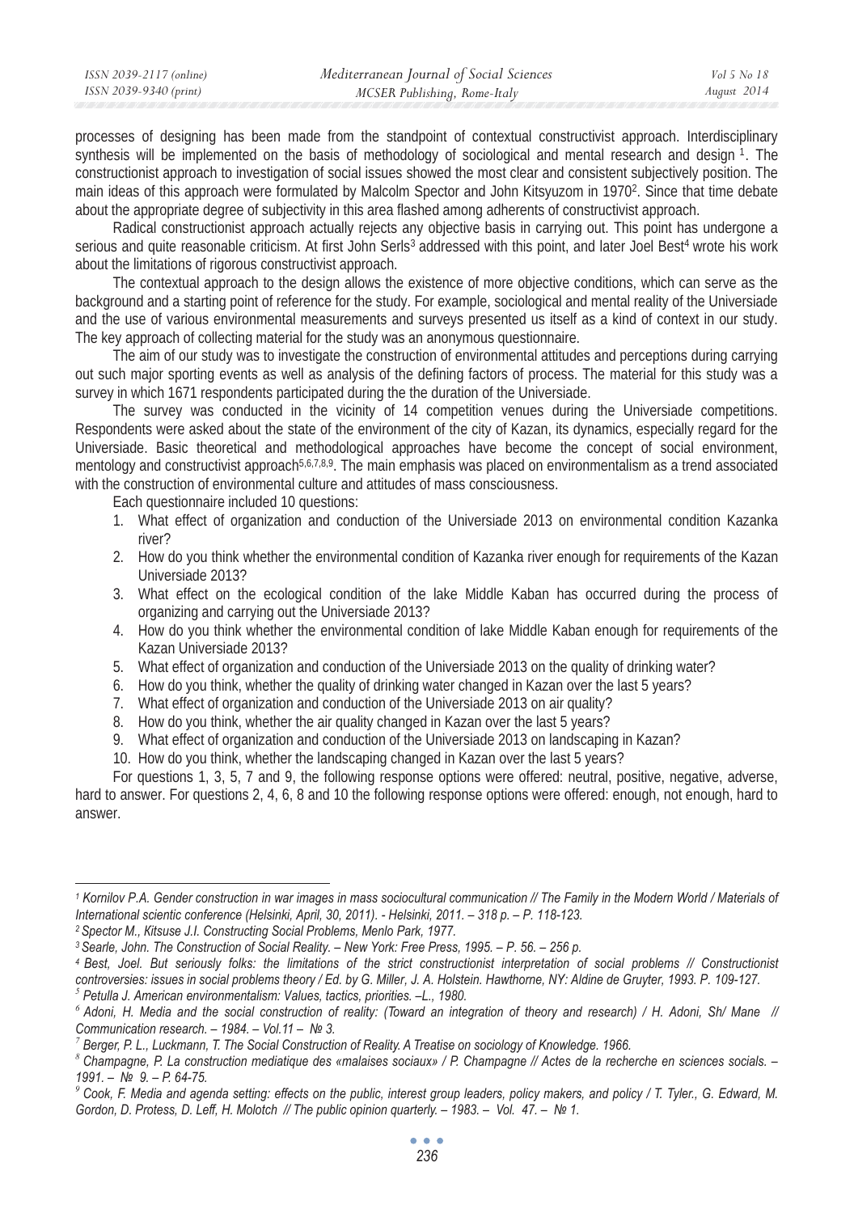processes of designing has been made from the standpoint of contextual constructivist approach. Interdisciplinary synthesis will be implemented on the basis of methodology of sociological and mental research and design [1]. The constructionist approach to investigation of social issues showed the most clear and consistent subjectively position. The main ideas of this approach were formulated by Malcolm Spector and John Kitsyuzom in 1970[2]. Since that time debate about the appropriate degree of subjectivity in this area flashed among adherents of constructivist approach.

Radical constructionist approach actually rejects any objective basis in carrying out. This point has undergone a serious and quite reasonable criticism. At first John Serls[3] addressed with this point, and later Joel Best[4] wrote his work about the limitations of rigorous constructivist approach.

The contextual approach to the design allows the existence of more objective conditions, which can serve as the background and a starting point of reference for the study. For example, sociological and mental reality of the Universiade and the use of various environmental measurements and surveys presented us itself as a kind of context in our study. The key approach of collecting material for the study was an anonymous questionnaire.

The aim of our study was to investigate the construction of environmental attitudes and perceptions during carrying out such major sporting events as well as analysis of the defining factors of process. The material for this study was a survey in which 1671 respondents participated during the the duration of the Universiade.

The survey was conducted in the vicinity of 14 competition venues during the Universiade competitions. Respondents were asked about the state of the environment of the city of Kazan, its dynamics, especially regard for the Universiade. Basic theoretical and methodological approaches have become the concept of social environment, mentology and constructivist approach[5,6,7,8,9]. The main emphasis was placed on environmentalism as a trend associated with the construction of environmental culture and attitudes of mass consciousness.

Each questionnaire included 10 questions:

1. What effect of organization and conduction of the Universiade 2013 on environmental condition Kazanka river?
2. How do you think whether the environmental condition of Kazanka river enough for requirements of the Kazan Universiade 2013?
3. What effect on the ecological condition of the lake Middle Kaban has occurred during the process of organizing and carrying out the Universiade 2013?
4. How do you think whether the environmental condition of lake Middle Kaban enough for requirements of the Kazan Universiade 2013?
5. What effect of organization and conduction of the Universiade 2013 on the quality of drinking water?
6. How do you think, whether the quality of drinking water changed in Kazan over the last 5 years?
7. What effect of organization and conduction of the Universiade 2013 on air quality?
8. How do you think, whether the air quality changed in Kazan over the last 5 years?
9. What effect of organization and conduction of the Universiade 2013 on landscaping in Kazan?
10. How do you think, whether the landscaping changed in Kazan over the last 5 years?

For questions 1, 3, 5, 7 and 9, the following response options were offered: neutral, positive, negative, adverse, hard to answer. For questions 2, 4, 6, 8 and 10 the following response options were offered: enough, not enough, hard to answer.

---

*[1] Kornilov P.A. Gender construction in war images in mass sociocultural communication // The Family in the Modern World / Materials of International scientic conference (Helsinki, April, 30, 2011). - Helsinki, 2011. – 318 p. – P. 118-123.*

*[2] Spector M., Kitsuse J.I. Constructing Social Problems, Menlo Park, 1977.*

*[3] Searle, John. The Construction of Social Reality. – New York: Free Press, 1995. – P. 56. – 256 p.*

*[4] Best, Joel. But seriously folks: the limitations of the strict constructionist interpretation of social problems // Constructionist controversies: issues in social problems theory / Ed. by G. Miller, J. A. Holstein. Hawthorne, NY: Aldine de Gruyter, 1993. P. 109-127.*

*[5] Petulla J. American environmentalism: Values, tactics, priorities. –L., 1980.*

*[6] Adoni, H. Media and the social construction of reality: (Toward an integration of theory and research) / H. Adoni, Sh/ Mane // Communication research. – 1984. – Vol.11 – № 3.*

*[7] Berger, P. L., Luckmann, T. The Social Construction of Reality. A Treatise on sociology of Knowledge. 1966.*

*[8] Champagne, P. La construction mediatique des «malaises sociaux» / P. Champagne // Actes de la recherche en sciences socials. – 1991. – № 9. – P. 64-75.*

*[9] Cook, F. Media and agenda setting: effects on the public, interest group leaders, policy makers, and policy / T. Tyler., G. Edward, M. Gordon, D. Protess, D. Leff, H. Molotch // The public opinion quarterly. – 1983. – Vol. 47. – № 1.*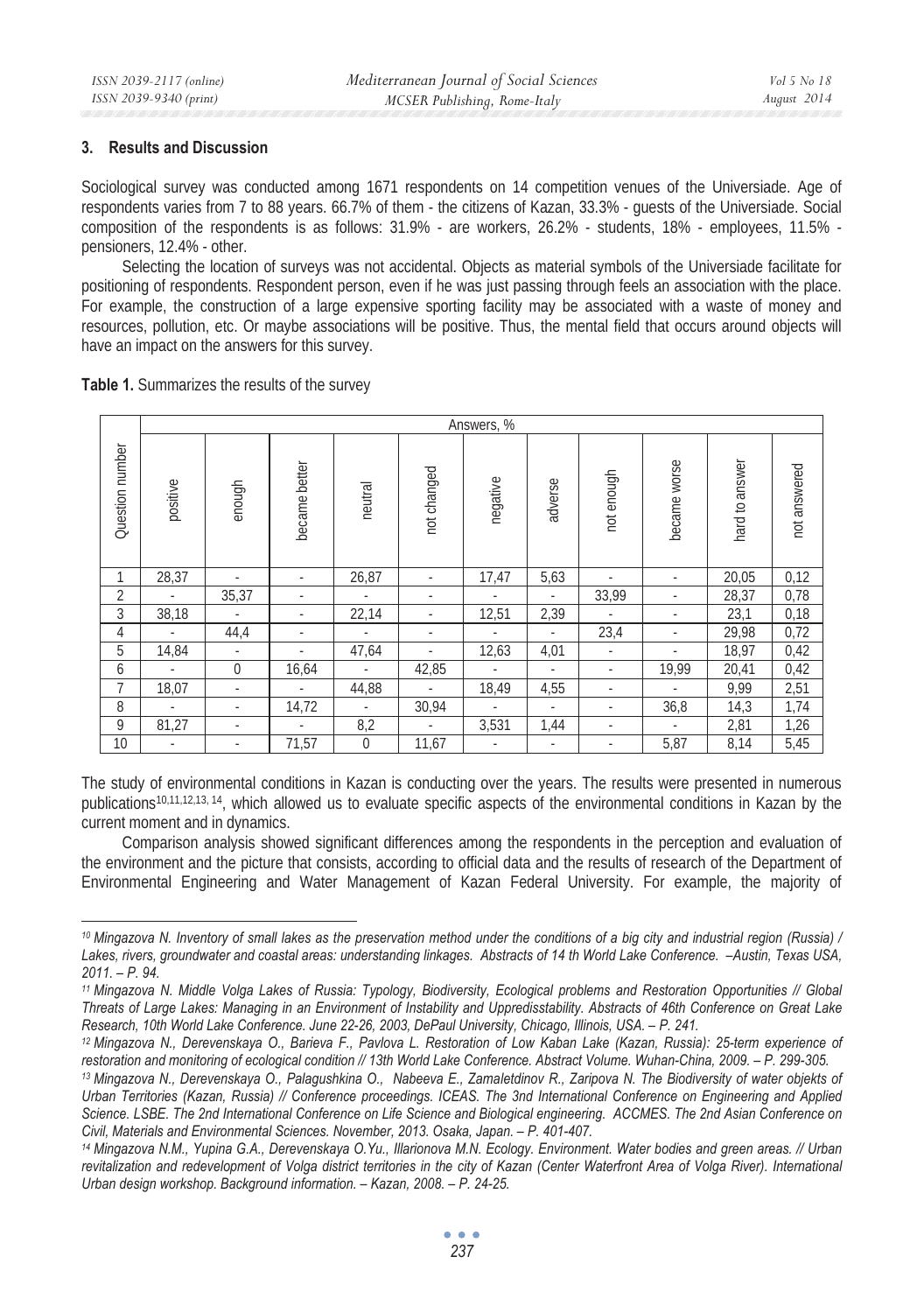## 3. Results and Discussion

Sociological survey was conducted among 1671 respondents on 14 competition venues of the Universiade. Age of respondents varies from 7 to 88 years. 66.7% of them - the citizens of Kazan, 33.3% - guests of the Universiade. Social composition of the respondents is as follows: 31.9% - are workers, 26.2% - students, 18% - employees, 11.5% - pensioners, 12.4% - other.

Selecting the location of surveys was not accidental. Objects as material symbols of the Universiade facilitate for positioning of respondents. Respondent person, even if he was just passing through feels an association with the place. For example, the construction of a large expensive sporting facility may be associated with a waste of money and resources, pollution, etc. Or maybe associations will be positive. Thus, the mental field that occurs around objects will have an impact on the answers for this survey.

**Table 1.** Summarizes the results of the survey

| Question number | Answers, % | | | | | | | | | | |
|---|---|---|---|---|---|---|---|---|---|---|---|
| | positive | enough | became better | neutral | not changed | negative | adverse | not enough | became worse | hard to answer | not answered |
| 1 | 28,37 | - | - | 26,87 | - | 17,47 | 5,63 | - | - | 20,05 | 0,12 |
| 2 | - | 35,37 | - | - | - | - | - | 33,99 | - | 28,37 | 0,78 |
| 3 | 38,18 | - | - | 22,14 | - | 12,51 | 2,39 | - | - | 23,1 | 0,18 |
| 4 | - | 44,4 | - | - | - | - | - | 23,4 | - | 29,98 | 0,72 |
| 5 | 14,84 | - | - | 47,64 | - | 12,63 | 4,01 | - | - | 18,97 | 0,42 |
| 6 | - | 0 | 16,64 | - | 42,85 | - | - | - | 19,99 | 20,41 | 0,42 |
| 7 | 18,07 | - | - | 44,88 | - | 18,49 | 4,55 | - | - | 9,99 | 2,51 |
| 8 | - | - | 14,72 | - | 30,94 | - | - | - | 36,8 | 14,3 | 1,74 |
| 9 | 81,27 | - | - | 8,2 | - | 3,531 | 1,44 | - | - | 2,81 | 1,26 |
| 10 | - | - | 71,57 | 0 | 11,67 | - | - | - | 5,87 | 8,14 | 5,45 |

The study of environmental conditions in Kazan is conducting over the years. The results were presented in numerous publications[10,11,12,13,14], which allowed us to evaluate specific aspects of the environmental conditions in Kazan by the current moment and in dynamics.

Comparison analysis showed significant differences among the respondents in the perception and evaluation of the environment and the picture that consists, according to official data and the results of research of the Department of Environmental Engineering and Water Management of Kazan Federal University. For example, the majority of

---

[10] *Mingazova N. Inventory of small lakes as the preservation method under the conditions of a big city and industrial region (Russia) / Lakes, rivers, groundwater and coastal areas: understanding linkages. Abstracts of 14 th World Lake Conference. –Austin, Texas USA, 2011. – P. 94.*

[11] *Mingazova N. Middle Volga Lakes of Russia: Typology, Biodiversity, Ecological problems and Restoration Opportunities // Global Threats of Large Lakes: Managing in an Environment of Instability and Uppredisstability. Abstracts of 46th Conference on Great Lake Research, 10th World Lake Conference. June 22-26, 2003, DePaul University, Chicago, Illinois, USA. – P. 241.*

[12] *Mingazova N., Derevenskaya O., Barieva F., Pavlova L. Restoration of Low Kaban Lake (Kazan, Russia): 25-term experience of restoration and monitoring of ecological condition // 13th World Lake Conference. Abstract Volume. Wuhan-China, 2009. – P. 299-305.*

[13] *Mingazova N., Derevenskaya O., Palagushkina O., Nabeeva E., Zamaletdinov R., Zaripova N. The Biodiversity of water objekts of Urban Territories (Kazan, Russia) // Conference proceedings. ICEAS. The 3nd International Conference on Engineering and Applied Science. LSBE. The 2nd International Conference on Life Science and Biological engineering. ACCMES. The 2nd Asian Conference on Civil, Materials and Environmental Sciences. November, 2013. Osaka, Japan. – P. 401-407.*

[14] *Mingazova N.M., Yupina G.A., Derevenskaya O.Yu., Illarionova M.N. Ecology. Environment. Water bodies and green areas. // Urban revitalization and redevelopment of Volga district territories in the city of Kazan (Center Waterfront Area of Volga River). International Urban design workshop. Background information. – Kazan, 2008. – P. 24-25.*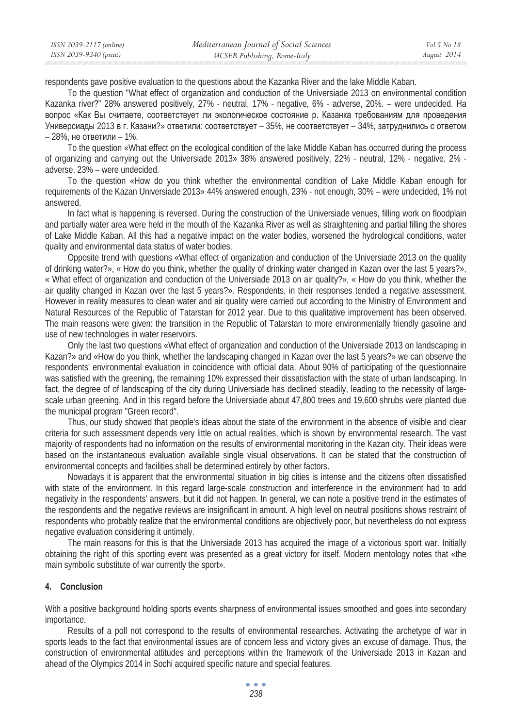respondents gave positive evaluation to the questions about the Kazanka River and the lake Middle Kaban.

To the question "What effect of organization and conduction of the Universiade 2013 on environmental condition Kazanka river?" 28% answered positively, 27% - neutral, 17% - negative, 6% - adverse, 20%. – were undecided. На вопрос «Как Вы считаете, соответствует ли экологическое состояние р. Казанка требованиям для проведения Универсиады 2013 в г. Казани?» ответили: соответствует – 35%, не соответствует – 34%, затруднились с ответом – 28%, не ответили – 1%.

To the question «What effect on the ecological condition of the lake Middle Kaban has occurred during the process of organizing and carrying out the Universiade 2013» 38% answered positively, 22% - neutral, 12% - negative, 2% - adverse, 23% – were undecided.

To the question «How do you think whether the environmental condition of Lake Middle Kaban enough for requirements of the Kazan Universiade 2013» 44% answered enough, 23% - not enough, 30% – were undecided, 1% not answered.

In fact what is happening is reversed. During the construction of the Universiade venues, filling work on floodplain and partially water area were held in the mouth of the Kazanka River as well as straightening and partial filling the shores of Lake Middle Kaban. All this had a negative impact on the water bodies, worsened the hydrological conditions, water quality and environmental data status of water bodies.

Opposite trend with questions «What effect of organization and conduction of the Universiade 2013 on the quality of drinking water?», « How do you think, whether the quality of drinking water changed in Kazan over the last 5 years?», « What effect of organization and conduction of the Universiade 2013 on air quality?», « How do you think, whether the air quality changed in Kazan over the last 5 years?». Respondents, in their responses tended a negative assessment. However in reality measures to clean water and air quality were carried out according to the Ministry of Environment and Natural Resources of the Republic of Tatarstan for 2012 year. Due to this qualitative improvement has been observed. The main reasons were given: the transition in the Republic of Tatarstan to more environmentally friendly gasoline and use of new technologies in water reservoirs.

Only the last two questions «What effect of organization and conduction of the Universiade 2013 on landscaping in Kazan?» and «How do you think, whether the landscaping changed in Kazan over the last 5 years?» we can observe the respondents' environmental evaluation in coincidence with official data. About 90% of participating of the questionnaire was satisfied with the greening, the remaining 10% expressed their dissatisfaction with the state of urban landscaping. In fact, the degree of of landscaping of the city during Universiade has declined steadily, leading to the necessity of large-scale urban greening. And in this regard before the Universiade about 47,800 trees and 19,600 shrubs were planted due the municipal program "Green record".

Thus, our study showed that people's ideas about the state of the environment in the absence of visible and clear criteria for such assessment depends very little on actual realities, which is shown by environmental research. The vast majority of respondents had no information on the results of environmental monitoring in the Kazan city. Their ideas were based on the instantaneous evaluation available single visual observations. It can be stated that the construction of environmental concepts and facilities shall be determined entirely by other factors.

Nowadays it is apparent that the environmental situation in big cities is intense and the citizens often dissatisfied with state of the environment. In this regard large-scale construction and interference in the environment had to add negativity in the respondents' answers, but it did not happen. In general, we can note a positive trend in the estimates of the respondents and the negative reviews are insignificant in amount. A high level on neutral positions shows restraint of respondents who probably realize that the environmental conditions are objectively poor, but nevertheless do not express negative evaluation considering it untimely.

The main reasons for this is that the Universiade 2013 has acquired the image of a victorious sport war. Initially obtaining the right of this sporting event was presented as a great victory for itself. Modern mentology notes that «the main symbolic substitute of war currently the sport».

## 4. Conclusion

With a positive background holding sports events sharpness of environmental issues smoothed and goes into secondary importance.

Results of a poll not correspond to the results of environmental researches. Activating the archetype of war in sports leads to the fact that environmental issues are of concern less and victory gives an excuse of damage. Thus, the construction of environmental attitudes and perceptions within the framework of the Universiade 2013 in Kazan and ahead of the Olympics 2014 in Sochi acquired specific nature and special features.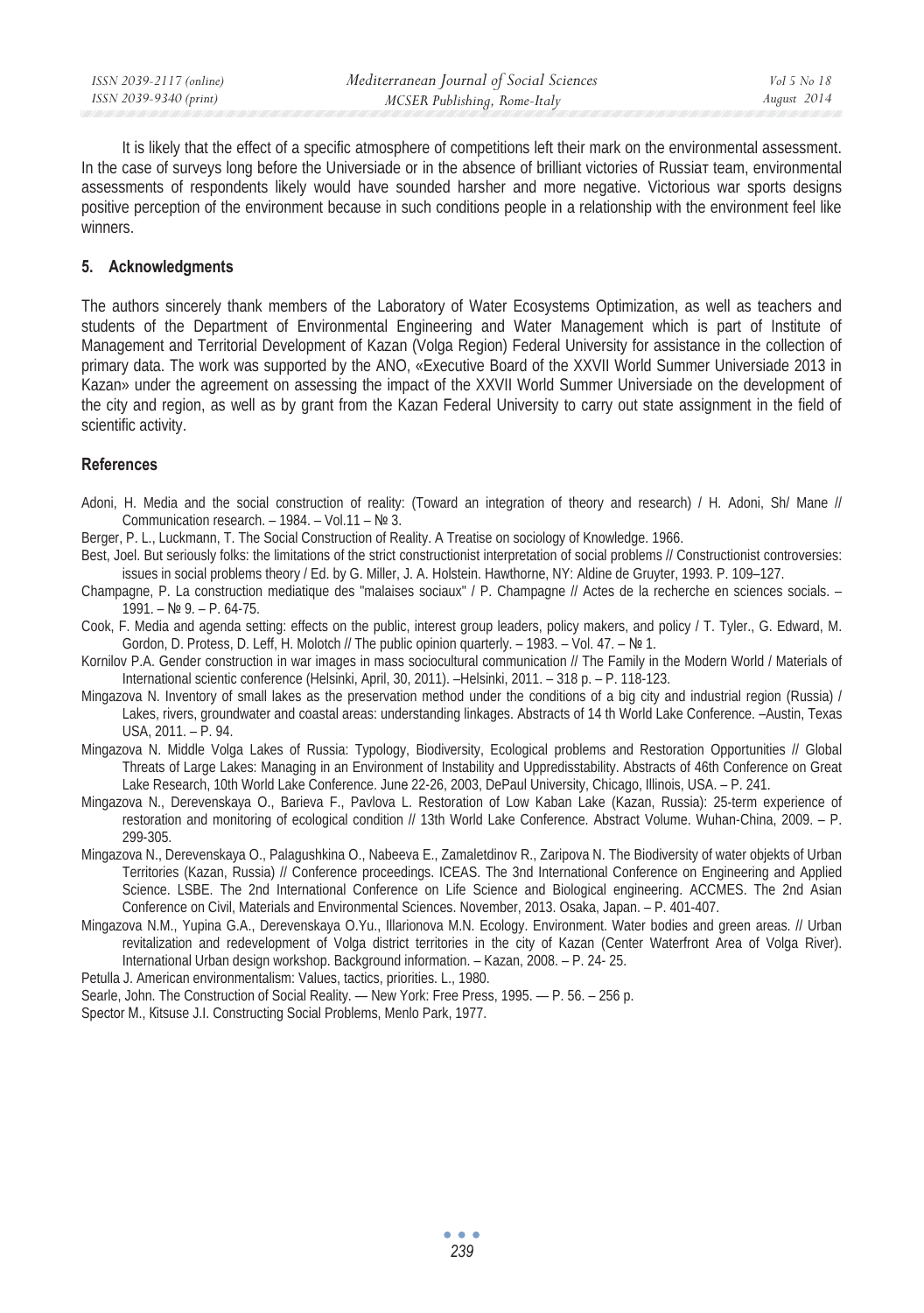It is likely that the effect of a specific atmosphere of competitions left their mark on the environmental assessment. In the case of surveys long before the Universiade or in the absence of brilliant victories of Russiaт team, environmental assessments of respondents likely would have sounded harsher and more negative. Victorious war sports designs positive perception of the environment because in such conditions people in a relationship with the environment feel like winners.

## 5. Acknowledgments

The authors sincerely thank members of the Laboratory of Water Ecosystems Optimization, as well as teachers and students of the Department of Environmental Engineering and Water Management which is part of Institute of Management and Territorial Development of Kazan (Volga Region) Federal University for assistance in the collection of primary data. The work was supported by the ANO, «Executive Board of the XXVII World Summer Universiade 2013 in Kazan» under the agreement on assessing the impact of the XXVII World Summer Universiade on the development of the city and region, as well as by grant from the Kazan Federal University to carry out state assignment in the field of scientific activity.

## References

Adoni, H. Media and the social construction of reality: (Toward an integration of theory and research) / H. Adoni, Sh/ Mane // Communication research. – 1984. – Vol.11 – № 3.

Berger, P. L., Luckmann, T. The Social Construction of Reality. A Treatise on sociology of Knowledge. 1966.

Best, Joel. But seriously folks: the limitations of the strict constructionist interpretation of social problems // Constructionist controversies: issues in social problems theory / Ed. by G. Miller, J. A. Holstein. Hawthorne, NY: Aldine de Gruyter, 1993. P. 109–127.

Champagne, P. La construction mediatique des "malaises sociaux" / P. Champagne // Actes de la recherche en sciences socials. – 1991. – № 9. – P. 64-75.

Cook, F. Media and agenda setting: effects on the public, interest group leaders, policy makers, and policy / T. Tyler., G. Edward, M. Gordon, D. Protess, D. Leff, H. Molotch // The public opinion quarterly. – 1983. – Vol. 47. – № 1.

Kornilov P.A. Gender construction in war images in mass sociocultural communication // The Family in the Modern World / Materials of International scientic conference (Helsinki, April, 30, 2011). –Helsinki, 2011. – 318 p. – P. 118-123.

Mingazova N. Inventory of small lakes as the preservation method under the conditions of a big city and industrial region (Russia) / Lakes, rivers, groundwater and coastal areas: understanding linkages. Abstracts of 14 th World Lake Conference. –Austin, Texas USA, 2011. – P. 94.

Mingazova N. Middle Volga Lakes of Russia: Typology, Biodiversity, Ecological problems and Restoration Opportunities // Global Threats of Large Lakes: Managing in an Environment of Instability and Uppredisstability. Abstracts of 46th Conference on Great Lake Research, 10th World Lake Conference. June 22-26, 2003, DePaul University, Chicago, Illinois, USA. – P. 241.

Mingazova N., Derevenskaya O., Barieva F., Pavlova L. Restoration of Low Kaban Lake (Kazan, Russia): 25-term experience of restoration and monitoring of ecological condition // 13th World Lake Conference. Abstract Volume. Wuhan-China, 2009. – P. 299-305.

Mingazova N., Derevenskaya O., Palagushkina O., Nabeeva E., Zamaletdinov R., Zaripova N. The Biodiversity of water objekts of Urban Territories (Kazan, Russia) // Conference proceedings. ICEAS. The 3nd International Conference on Engineering and Applied Science. LSBE. The 2nd International Conference on Life Science and Biological engineering. ACCMES. The 2nd Asian Conference on Civil, Materials and Environmental Sciences. November, 2013. Osaka, Japan. – P. 401-407.

Mingazova N.M., Yupina G.A., Derevenskaya O.Yu., Illarionova M.N. Ecology. Environment. Water bodies and green areas. // Urban revitalization and redevelopment of Volga district territories in the city of Kazan (Center Waterfront Area of Volga River). International Urban design workshop. Background information. – Kazan, 2008. – P. 24- 25.

Petulla J. American environmentalism: Values, tactics, priorities. L., 1980.

Searle, John. The Construction of Social Reality. — New York: Free Press, 1995. — P. 56. – 256 p.

Spector M., Kitsuse J.I. Constructing Social Problems, Menlo Park, 1977.